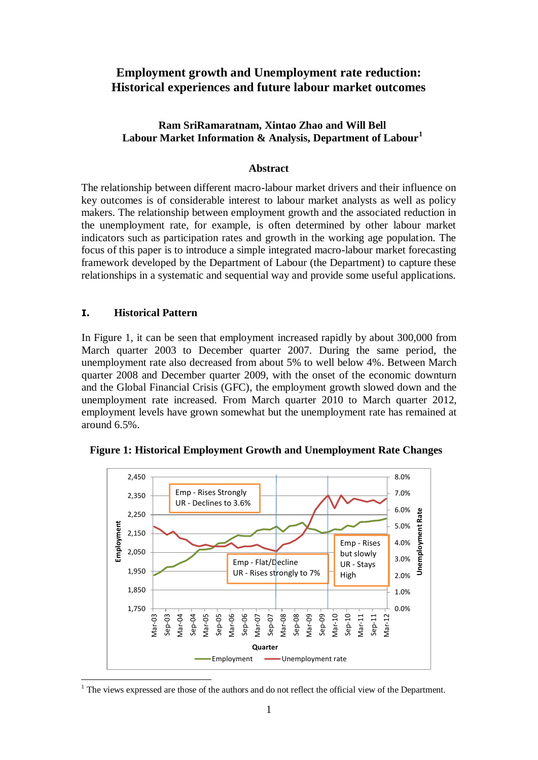# Employment growth and Unemployment rate reduction: Historical experiences and future labour market outcomes

**Ram SriRamaratnam, Xintao Zhao and Will Bell**
**Labour Market Information & Analysis, Department of Labour[1]**

## Abstract

The relationship between different macro-labour market drivers and their influence on key outcomes is of considerable interest to labour market analysts as well as policy makers. The relationship between employment growth and the associated reduction in the unemployment rate, for example, is often determined by other labour market indicators such as participation rates and growth in the working age population. The focus of this paper is to introduce a simple integrated macro-labour market forecasting framework developed by the Department of Labour (the Department) to capture these relationships in a systematic and sequential way and provide some useful applications.

## I. Historical Pattern

In Figure 1, it can be seen that employment increased rapidly by about 300,000 from March quarter 2003 to December quarter 2007. During the same period, the unemployment rate also decreased from about 5% to well below 4%. Between March quarter 2008 and December quarter 2009, with the onset of the economic downturn and the Global Financial Crisis (GFC), the employment growth slowed down and the unemployment rate increased. From March quarter 2010 to March quarter 2012, employment levels have grown somewhat but the unemployment rate has remained at around 6.5%.

**Figure 1: Historical Employment Growth and Unemployment Rate Changes**

[1] The views expressed are those of the authors and do not reflect the official view of the Department.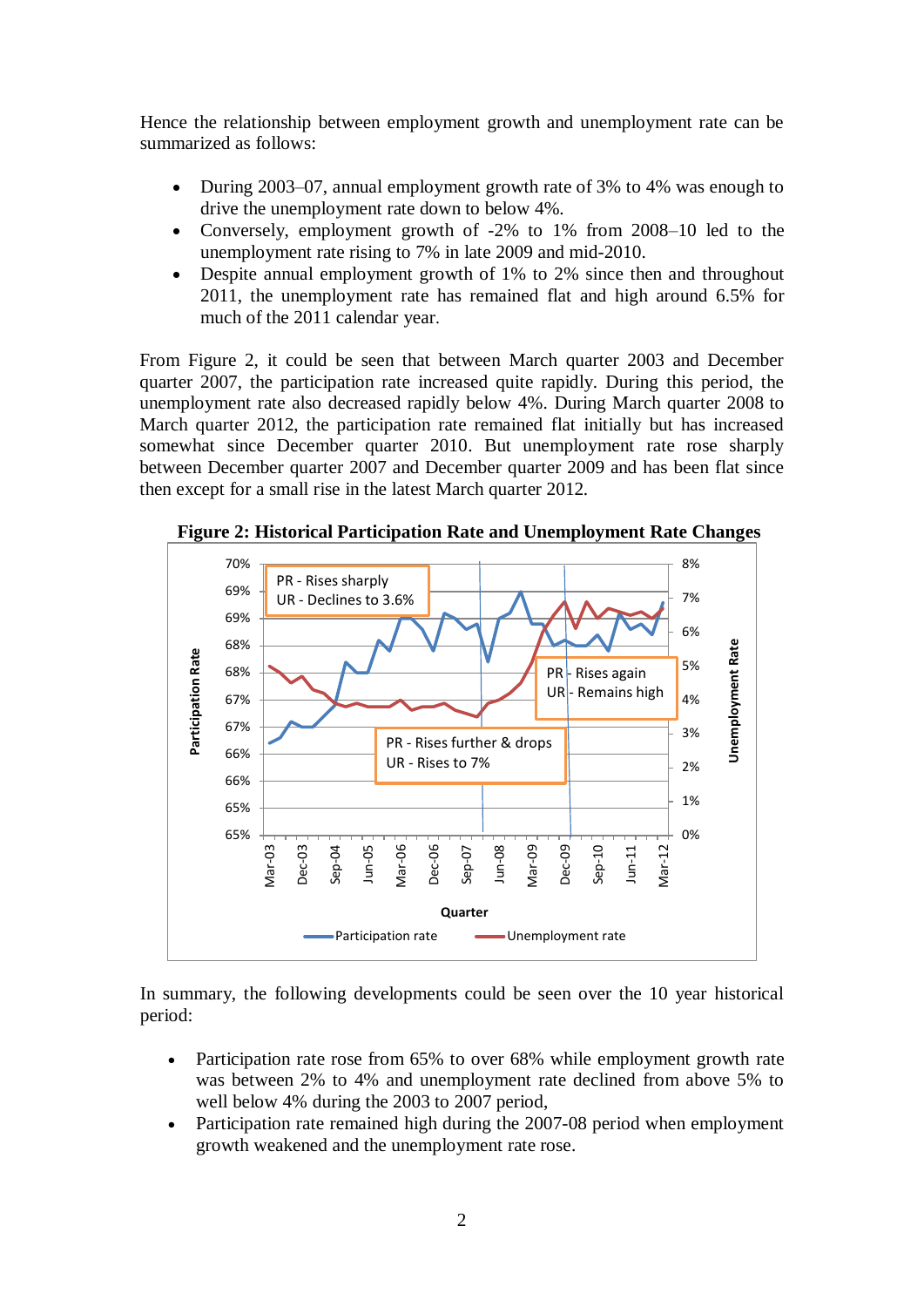Hence the relationship between employment growth and unemployment rate can be summarized as follows:

- During 2003–07, annual employment growth rate of 3% to 4% was enough to drive the unemployment rate down to below 4%.
- Conversely, employment growth of -2% to 1% from 2008–10 led to the unemployment rate rising to 7% in late 2009 and mid-2010.
- Despite annual employment growth of 1% to 2% since then and throughout 2011, the unemployment rate has remained flat and high around 6.5% for much of the 2011 calendar year.

From Figure 2, it could be seen that between March quarter 2003 and December quarter 2007, the participation rate increased quite rapidly. During this period, the unemployment rate also decreased rapidly below 4%. During March quarter 2008 to March quarter 2012, the participation rate remained flat initially but has increased somewhat since December quarter 2010. But unemployment rate rose sharply between December quarter 2007 and December quarter 2009 and has been flat since then except for a small rise in the latest March quarter 2012.

**Figure 2: Historical Participation Rate and Unemployment Rate Changes**

In summary, the following developments could be seen over the 10 year historical period:

- Participation rate rose from 65% to over 68% while employment growth rate was between 2% to 4% and unemployment rate declined from above 5% to well below 4% during the 2003 to 2007 period,
- Participation rate remained high during the 2007-08 period when employment growth weakened and the unemployment rate rose.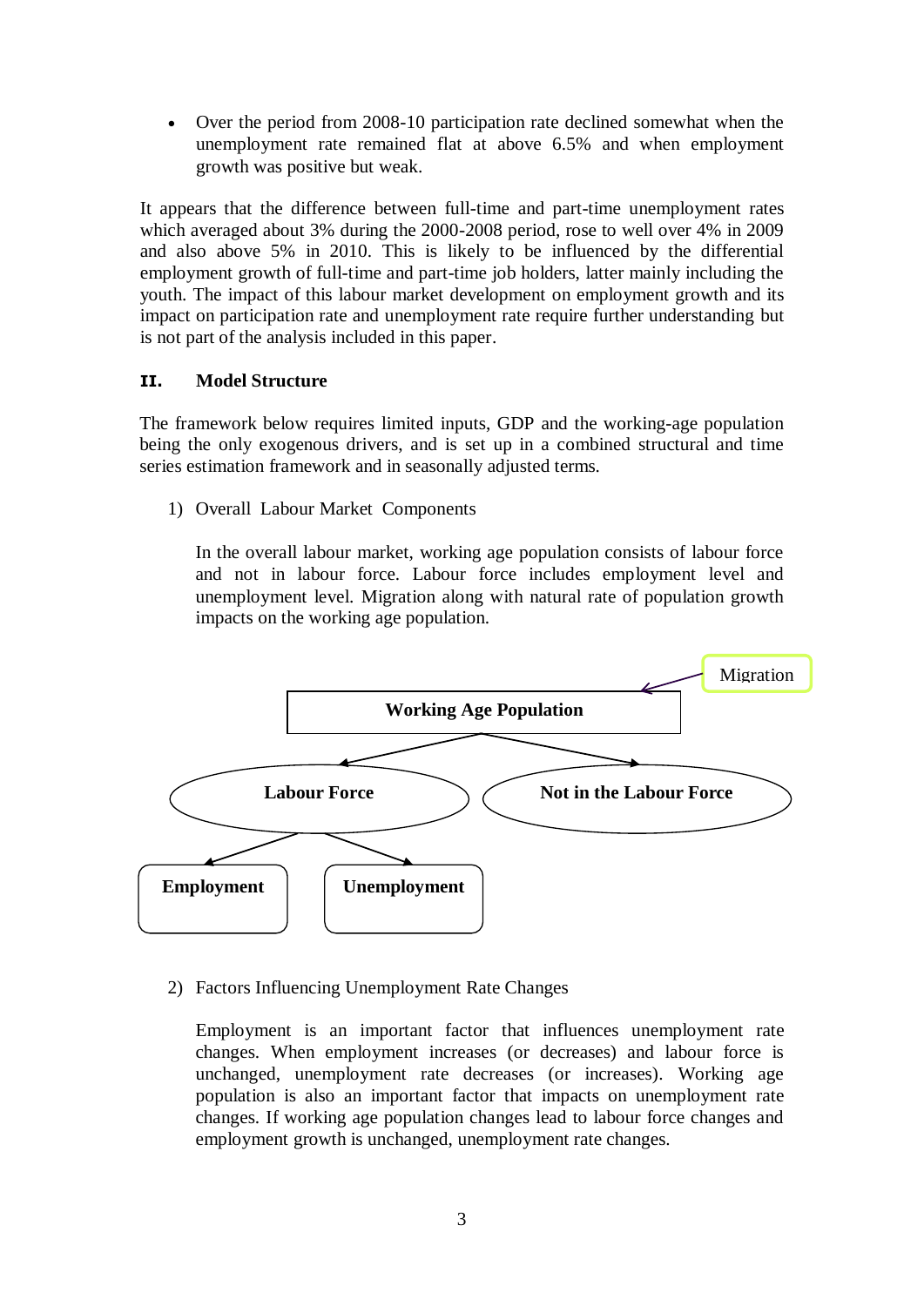- Over the period from 2008-10 participation rate declined somewhat when the unemployment rate remained flat at above 6.5% and when employment growth was positive but weak.

It appears that the difference between full-time and part-time unemployment rates which averaged about 3% during the 2000-2008 period, rose to well over 4% in 2009 and also above 5% in 2010. This is likely to be influenced by the differential employment growth of full-time and part-time job holders, latter mainly including the youth. The impact of this labour market development on employment growth and its impact on participation rate and unemployment rate require further understanding but is not part of the analysis included in this paper.

## II. Model Structure

The framework below requires limited inputs, GDP and the working-age population being the only exogenous drivers, and is set up in a combined structural and time series estimation framework and in seasonally adjusted terms.

1) Overall Labour Market Components

   In the overall labour market, working age population consists of labour force and not in labour force. Labour force includes employment level and unemployment level. Migration along with natural rate of population growth impacts on the working age population.

Migration → **Working Age Population**

**Working Age Population** → **Labour Force**, **Not in the Labour Force**

**Labour Force** → **Employment**, **Unemployment**

2) Factors Influencing Unemployment Rate Changes

   Employment is an important factor that influences unemployment rate changes. When employment increases (or decreases) and labour force is unchanged, unemployment rate decreases (or increases). Working age population is also an important factor that impacts on unemployment rate changes. If working age population changes lead to labour force changes and employment growth is unchanged, unemployment rate changes.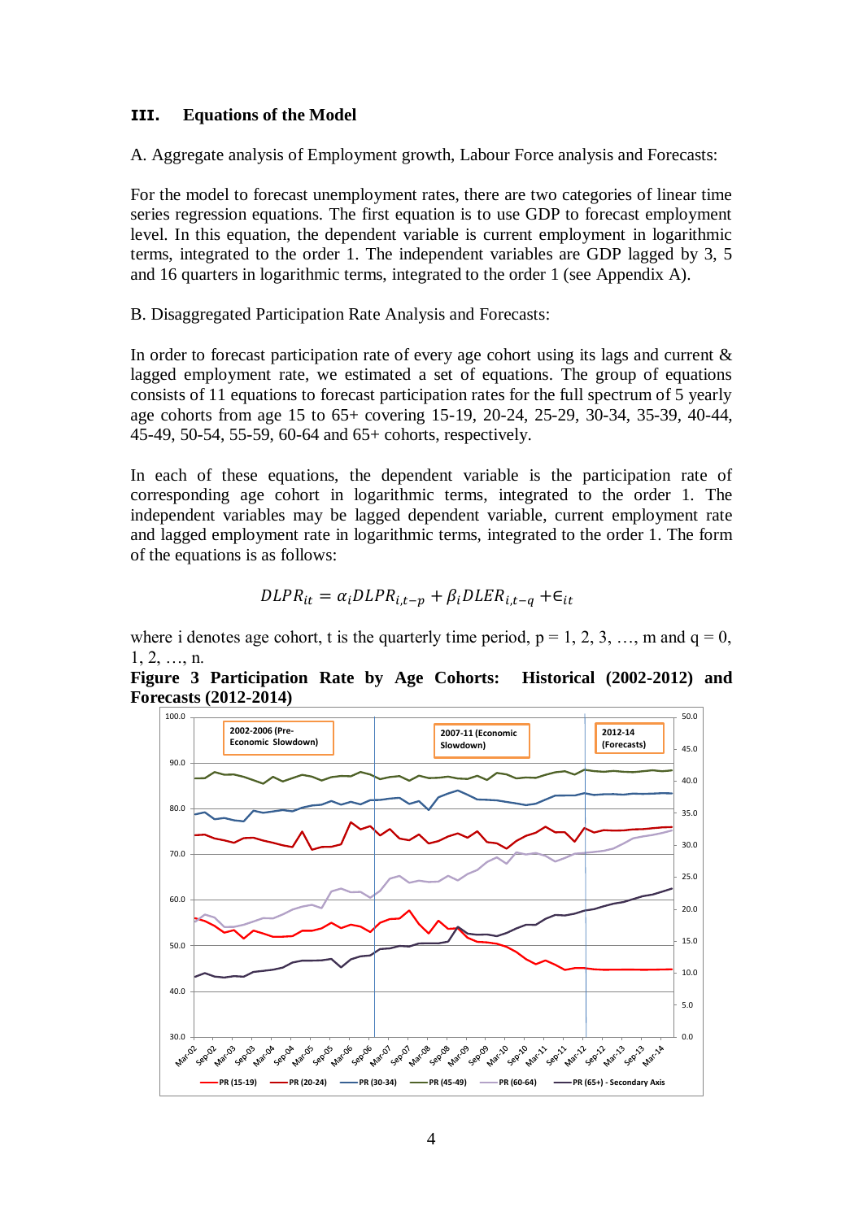## III. Equations of the Model

A. Aggregate analysis of Employment growth, Labour Force analysis and Forecasts:

For the model to forecast unemployment rates, there are two categories of linear time series regression equations. The first equation is to use GDP to forecast employment level. In this equation, the dependent variable is current employment in logarithmic terms, integrated to the order 1. The independent variables are GDP lagged by 3, 5 and 16 quarters in logarithmic terms, integrated to the order 1 (see Appendix A).

B. Disaggregated Participation Rate Analysis and Forecasts:

In order to forecast participation rate of every age cohort using its lags and current & lagged employment rate, we estimated a set of equations. The group of equations consists of 11 equations to forecast participation rates for the full spectrum of 5 yearly age cohorts from age 15 to 65+ covering 15-19, 20-24, 25-29, 30-34, 35-39, 40-44, 45-49, 50-54, 55-59, 60-64 and 65+ cohorts, respectively.

In each of these equations, the dependent variable is the participation rate of corresponding age cohort in logarithmic terms, integrated to the order 1. The independent variables may be lagged dependent variable, current employment rate and lagged employment rate in logarithmic terms, integrated to the order 1. The form of the equations is as follows:

$$DLPR_{it} = \alpha_i DLPR_{i,t-p} + \beta_i DLER_{i,t-q} + \epsilon_{it}$$

where i denotes age cohort, t is the quarterly time period, p = 1, 2, 3, …, m and q = 0, 1, 2, …, n.

**Figure 3 Participation Rate by Age Cohorts: Historical (2002-2012) and Forecasts (2012-2014)**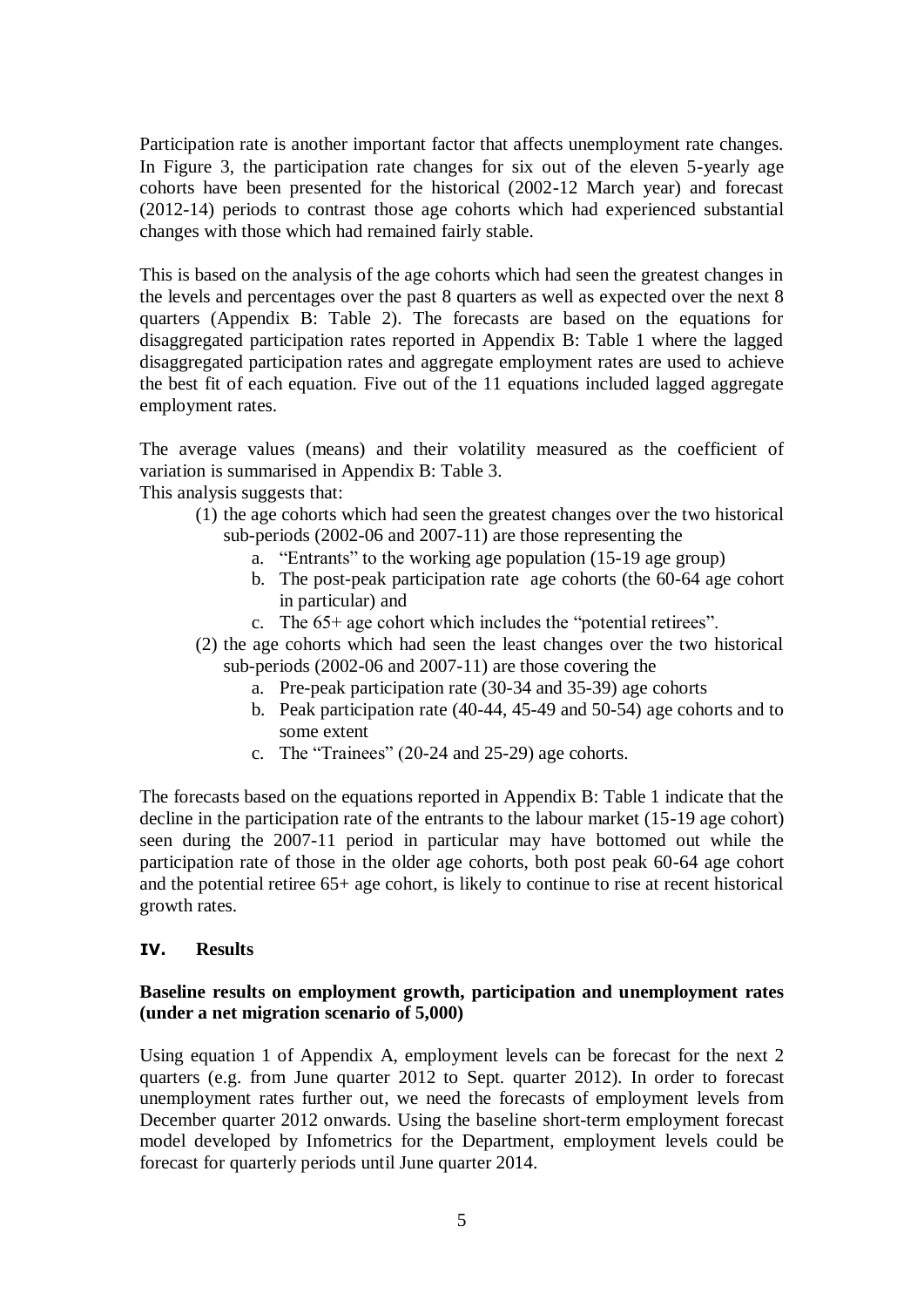Participation rate is another important factor that affects unemployment rate changes. In Figure 3, the participation rate changes for six out of the eleven 5-yearly age cohorts have been presented for the historical (2002-12 March year) and forecast (2012-14) periods to contrast those age cohorts which had experienced substantial changes with those which had remained fairly stable.

This is based on the analysis of the age cohorts which had seen the greatest changes in the levels and percentages over the past 8 quarters as well as expected over the next 8 quarters (Appendix B: Table 2). The forecasts are based on the equations for disaggregated participation rates reported in Appendix B: Table 1 where the lagged disaggregated participation rates and aggregate employment rates are used to achieve the best fit of each equation. Five out of the 11 equations included lagged aggregate employment rates.

The average values (means) and their volatility measured as the coefficient of variation is summarised in Appendix B: Table 3.

This analysis suggests that:

1. the age cohorts which had seen the greatest changes over the two historical sub-periods (2002-06 and 2007-11) are those representing the
   a. "Entrants" to the working age population (15-19 age group)
   b. The post-peak participation rate age cohorts (the 60-64 age cohort in particular) and
   c. The 65+ age cohort which includes the "potential retirees".
2. the age cohorts which had seen the least changes over the two historical sub-periods (2002-06 and 2007-11) are those covering the
   a. Pre-peak participation rate (30-34 and 35-39) age cohorts
   b. Peak participation rate (40-44, 45-49 and 50-54) age cohorts and to some extent
   c. The "Trainees" (20-24 and 25-29) age cohorts.

The forecasts based on the equations reported in Appendix B: Table 1 indicate that the decline in the participation rate of the entrants to the labour market (15-19 age cohort) seen during the 2007-11 period in particular may have bottomed out while the participation rate of those in the older age cohorts, both post peak 60-64 age cohort and the potential retiree 65+ age cohort, is likely to continue to rise at recent historical growth rates.

## IV. Results

### Baseline results on employment growth, participation and unemployment rates (under a net migration scenario of 5,000)

Using equation 1 of Appendix A, employment levels can be forecast for the next 2 quarters (e.g. from June quarter 2012 to Sept. quarter 2012). In order to forecast unemployment rates further out, we need the forecasts of employment levels from December quarter 2012 onwards. Using the baseline short-term employment forecast model developed by Infometrics for the Department, employment levels could be forecast for quarterly periods until June quarter 2014.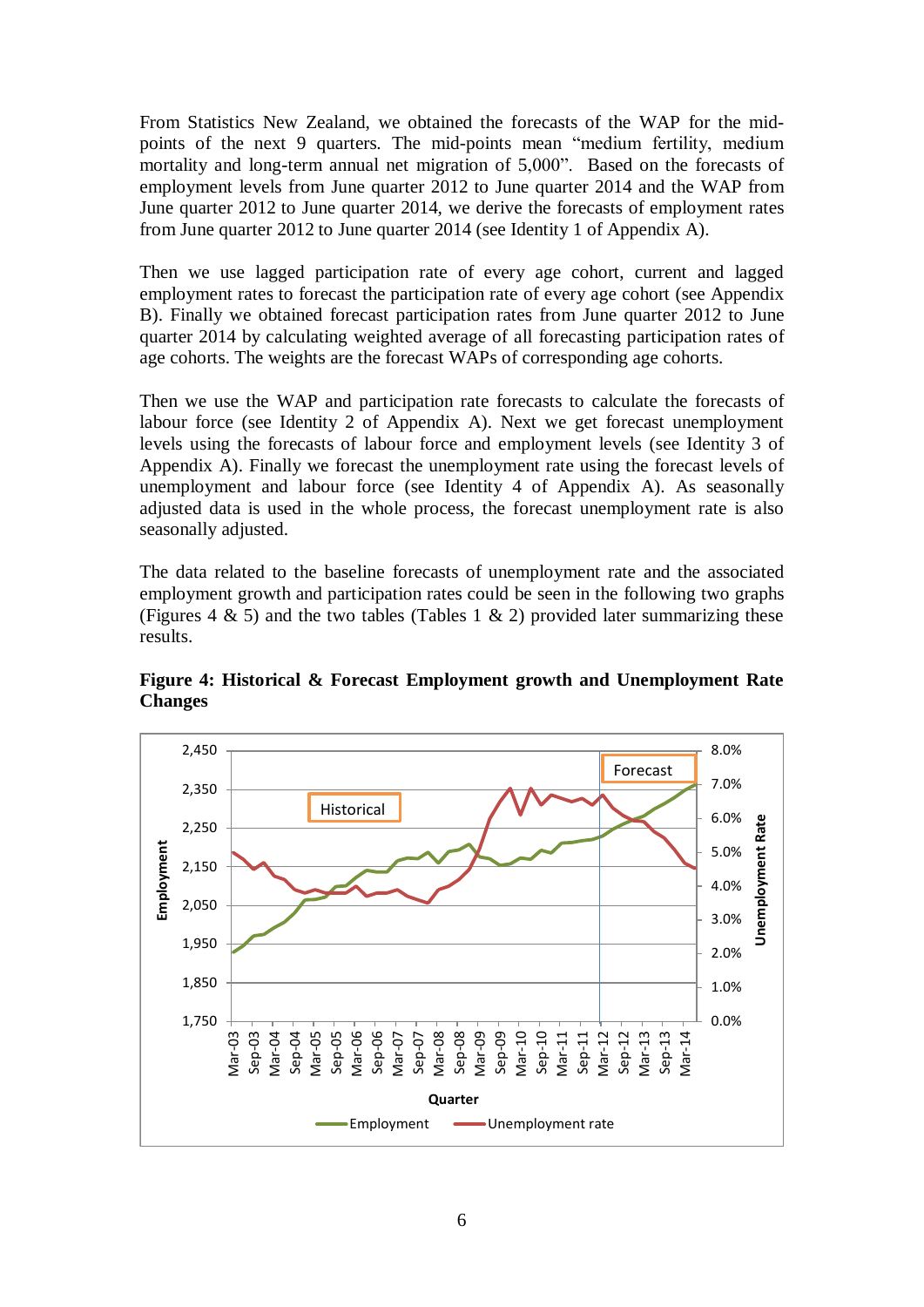From Statistics New Zealand, we obtained the forecasts of the WAP for the mid-points of the next 9 quarters. The mid-points mean "medium fertility, medium mortality and long-term annual net migration of 5,000". Based on the forecasts of employment levels from June quarter 2012 to June quarter 2014 and the WAP from June quarter 2012 to June quarter 2014, we derive the forecasts of employment rates from June quarter 2012 to June quarter 2014 (see Identity 1 of Appendix A).

Then we use lagged participation rate of every age cohort, current and lagged employment rates to forecast the participation rate of every age cohort (see Appendix B). Finally we obtained forecast participation rates from June quarter 2012 to June quarter 2014 by calculating weighted average of all forecasting participation rates of age cohorts. The weights are the forecast WAPs of corresponding age cohorts.

Then we use the WAP and participation rate forecasts to calculate the forecasts of labour force (see Identity 2 of Appendix A). Next we get forecast unemployment levels using the forecasts of labour force and employment levels (see Identity 3 of Appendix A). Finally we forecast the unemployment rate using the forecast levels of unemployment and labour force (see Identity 4 of Appendix A). As seasonally adjusted data is used in the whole process, the forecast unemployment rate is also seasonally adjusted.

The data related to the baseline forecasts of unemployment rate and the associated employment growth and participation rates could be seen in the following two graphs (Figures 4 & 5) and the two tables (Tables 1 & 2) provided later summarizing these results.

**Figure 4: Historical & Forecast Employment growth and Unemployment Rate Changes**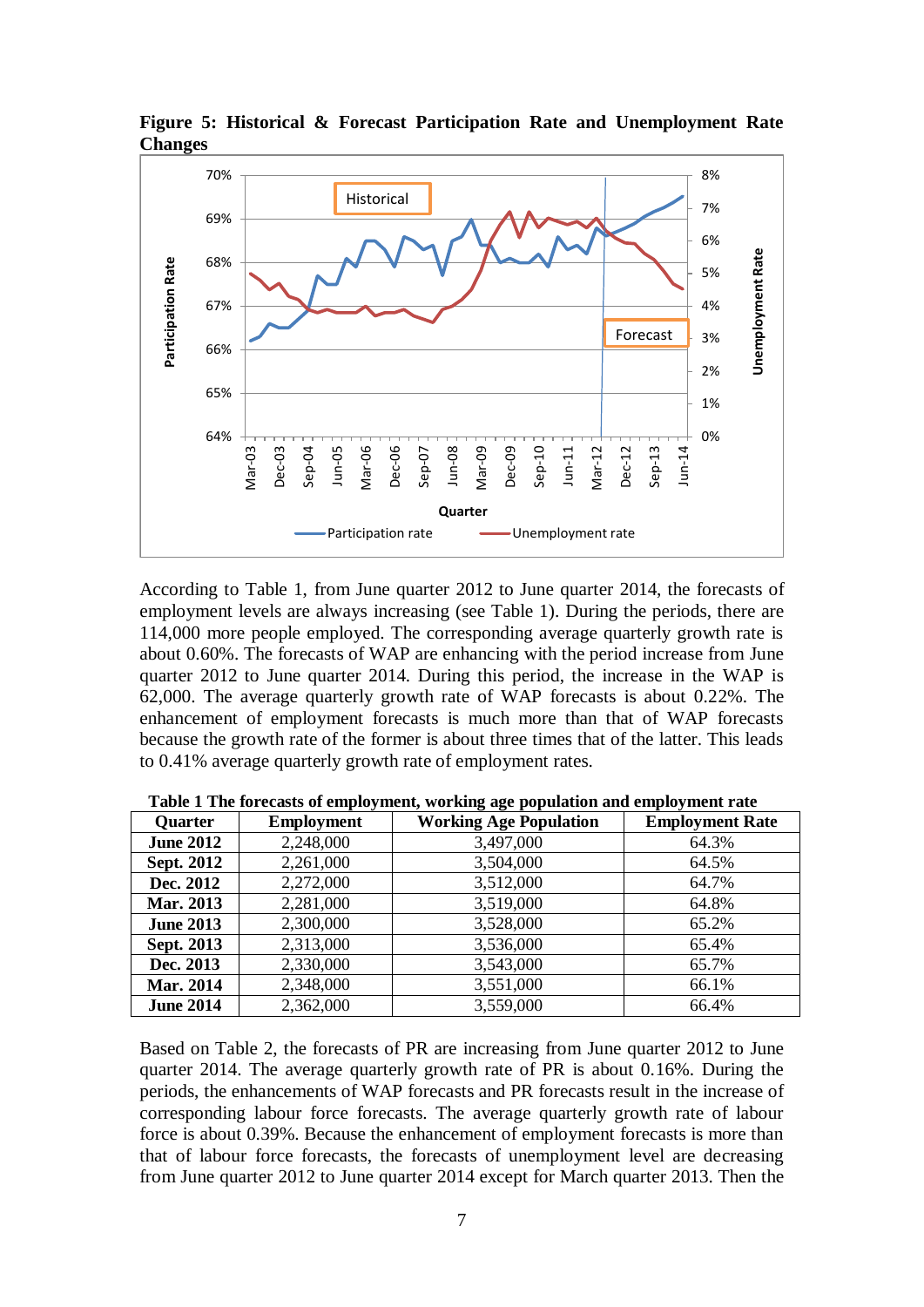**Figure 5: Historical & Forecast Participation Rate and Unemployment Rate Changes**

According to Table 1, from June quarter 2012 to June quarter 2014, the forecasts of employment levels are always increasing (see Table 1). During the periods, there are 114,000 more people employed. The corresponding average quarterly growth rate is about 0.60%. The forecasts of WAP are enhancing with the period increase from June quarter 2012 to June quarter 2014. During this period, the increase in the WAP is 62,000. The average quarterly growth rate of WAP forecasts is about 0.22%. The enhancement of employment forecasts is much more than that of WAP forecasts because the growth rate of the former is about three times that of the latter. This leads to 0.41% average quarterly growth rate of employment rates.

**Table 1 The forecasts of employment, working age population and employment rate**

| Quarter | Employment | Working Age Population | Employment Rate |
|---|---|---|---|
| **June 2012** | 2,248,000 | 3,497,000 | 64.3% |
| **Sept. 2012** | 2,261,000 | 3,504,000 | 64.5% |
| **Dec. 2012** | 2,272,000 | 3,512,000 | 64.7% |
| **Mar. 2013** | 2,281,000 | 3,519,000 | 64.8% |
| **June 2013** | 2,300,000 | 3,528,000 | 65.2% |
| **Sept. 2013** | 2,313,000 | 3,536,000 | 65.4% |
| **Dec. 2013** | 2,330,000 | 3,543,000 | 65.7% |
| **Mar. 2014** | 2,348,000 | 3,551,000 | 66.1% |
| **June 2014** | 2,362,000 | 3,559,000 | 66.4% |

Based on Table 2, the forecasts of PR are increasing from June quarter 2012 to June quarter 2014. The average quarterly growth rate of PR is about 0.16%. During the periods, the enhancements of WAP forecasts and PR forecasts result in the increase of corresponding labour force forecasts. The average quarterly growth rate of labour force is about 0.39%. Because the enhancement of employment forecasts is more than that of labour force forecasts, the forecasts of unemployment level are decreasing from June quarter 2012 to June quarter 2014 except for March quarter 2013. Then the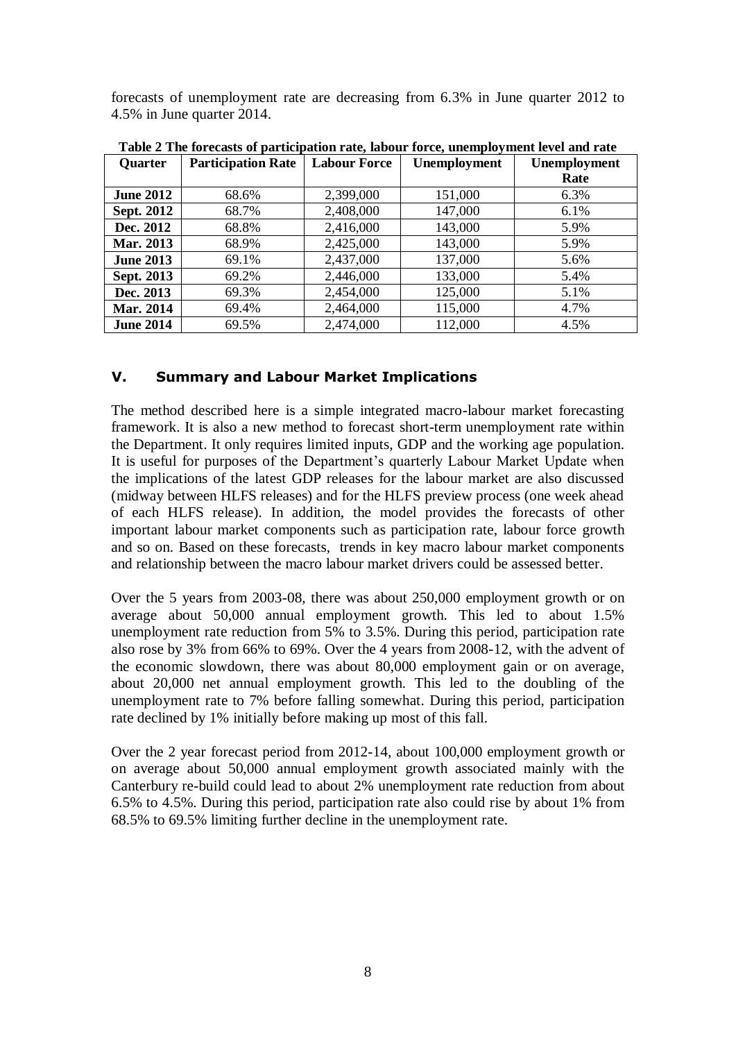forecasts of unemployment rate are decreasing from 6.3% in June quarter 2012 to 4.5% in June quarter 2014.

**Table 2 The forecasts of participation rate, labour force, unemployment level and rate**

| Quarter | Participation Rate | Labour Force | Unemployment | Unemployment Rate |
|---|---|---|---|---|
| **June 2012** | 68.6% | 2,399,000 | 151,000 | 6.3% |
| **Sept. 2012** | 68.7% | 2,408,000 | 147,000 | 6.1% |
| **Dec. 2012** | 68.8% | 2,416,000 | 143,000 | 5.9% |
| **Mar. 2013** | 68.9% | 2,425,000 | 143,000 | 5.9% |
| **June 2013** | 69.1% | 2,437,000 | 137,000 | 5.6% |
| **Sept. 2013** | 69.2% | 2,446,000 | 133,000 | 5.4% |
| **Dec. 2013** | 69.3% | 2,454,000 | 125,000 | 5.1% |
| **Mar. 2014** | 69.4% | 2,464,000 | 115,000 | 4.7% |
| **June 2014** | 69.5% | 2,474,000 | 112,000 | 4.5% |

## V. Summary and Labour Market Implications

The method described here is a simple integrated macro-labour market forecasting framework. It is also a new method to forecast short-term unemployment rate within the Department. It only requires limited inputs, GDP and the working age population. It is useful for purposes of the Department's quarterly Labour Market Update when the implications of the latest GDP releases for the labour market are also discussed (midway between HLFS releases) and for the HLFS preview process (one week ahead of each HLFS release). In addition, the model provides the forecasts of other important labour market components such as participation rate, labour force growth and so on. Based on these forecasts, trends in key macro labour market components and relationship between the macro labour market drivers could be assessed better.

Over the 5 years from 2003-08, there was about 250,000 employment growth or on average about 50,000 annual employment growth. This led to about 1.5% unemployment rate reduction from 5% to 3.5%. During this period, participation rate also rose by 3% from 66% to 69%. Over the 4 years from 2008-12, with the advent of the economic slowdown, there was about 80,000 employment gain or on average, about 20,000 net annual employment growth. This led to the doubling of the unemployment rate to 7% before falling somewhat. During this period, participation rate declined by 1% initially before making up most of this fall.

Over the 2 year forecast period from 2012-14, about 100,000 employment growth or on average about 50,000 annual employment growth associated mainly with the Canterbury re-build could lead to about 2% unemployment rate reduction from about 6.5% to 4.5%. During this period, participation rate also could rise by about 1% from 68.5% to 69.5% limiting further decline in the unemployment rate.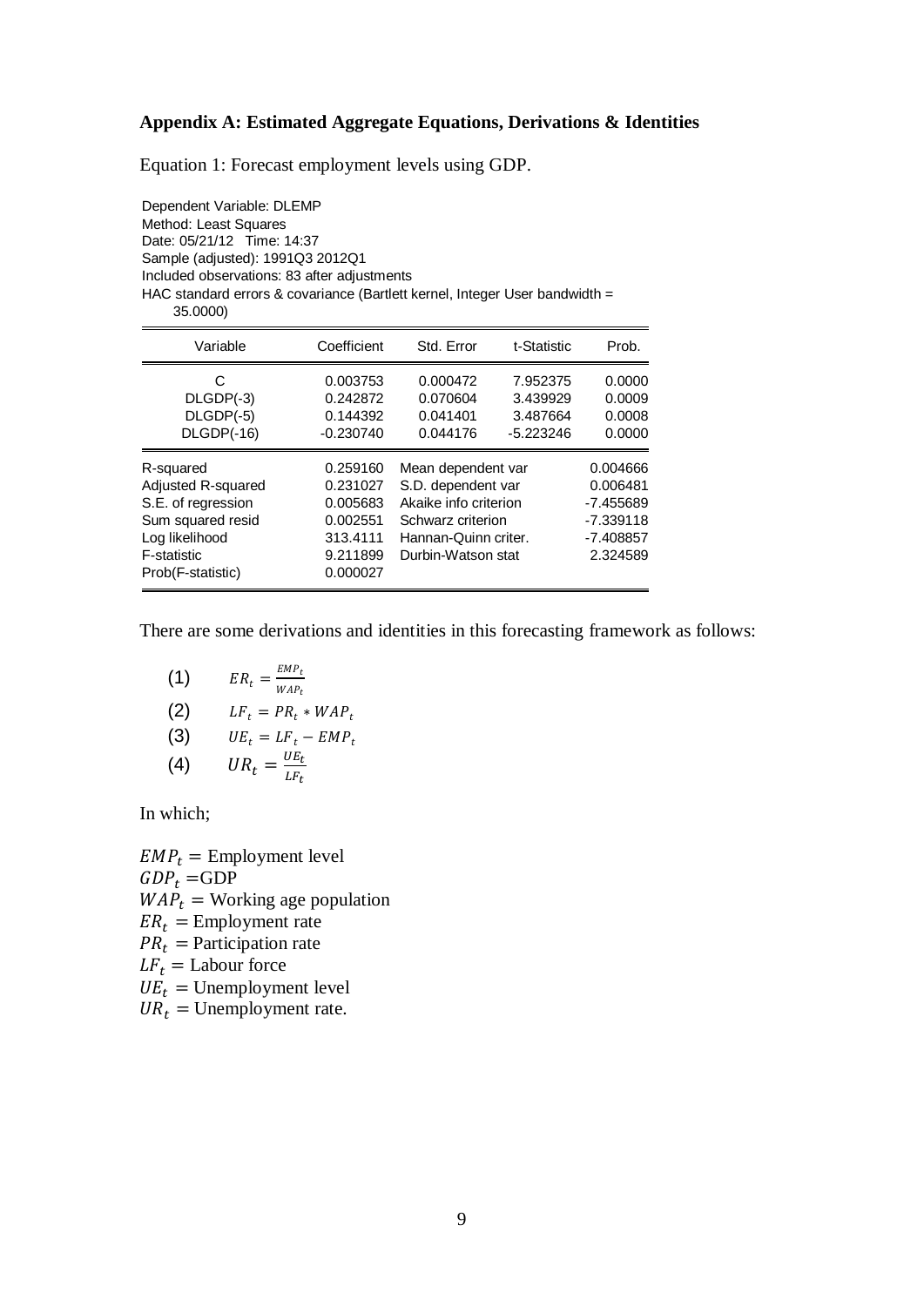## Appendix A: Estimated Aggregate Equations, Derivations & Identities

Equation 1: Forecast employment levels using GDP.

Dependent Variable: DLEMP
Method: Least Squares
Date: 05/21/12 Time: 14:37
Sample (adjusted): 1991Q3 2012Q1
Included observations: 83 after adjustments
HAC standard errors & covariance (Bartlett kernel, Integer User bandwidth = 35.0000)

| Variable | Coefficient | Std. Error | t-Statistic | Prob. |
|---|---|---|---|---|
| C | 0.003753 | 0.000472 | 7.952375 | 0.0000 |
| DLGDP(-3) | 0.242872 | 0.070604 | 3.439929 | 0.0009 |
| DLGDP(-5) | 0.144392 | 0.041401 | 3.487664 | 0.0008 |
| DLGDP(-16) | -0.230740 | 0.044176 | -5.223246 | 0.0000 |

| | | | |
|---|---|---|---|
| R-squared | 0.259160 | Mean dependent var | 0.004666 |
| Adjusted R-squared | 0.231027 | S.D. dependent var | 0.006481 |
| S.E. of regression | 0.005683 | Akaike info criterion | -7.455689 |
| Sum squared resid | 0.002551 | Schwarz criterion | -7.339118 |
| Log likelihood | 313.4111 | Hannan-Quinn criter. | -7.408857 |
| F-statistic | 9.211899 | Durbin-Watson stat | 2.324589 |
| Prob(F-statistic) | 0.000027 | | |

There are some derivations and identities in this forecasting framework as follows:

(1) $ER_t = \frac{EMP_t}{WAP_t}$

(2) $LF_t = PR_t * WAP_t$

(3) $UE_t = LF_t - EMP_t$

(4) $UR_t = \frac{UE_t}{LF_t}$

In which;

$EMP_t =$ Employment level
$GDP_t =$ GDP
$WAP_t =$ Working age population
$ER_t =$ Employment rate
$PR_t =$ Participation rate
$LF_t =$ Labour force
$UE_t =$ Unemployment level
$UR_t =$ Unemployment rate.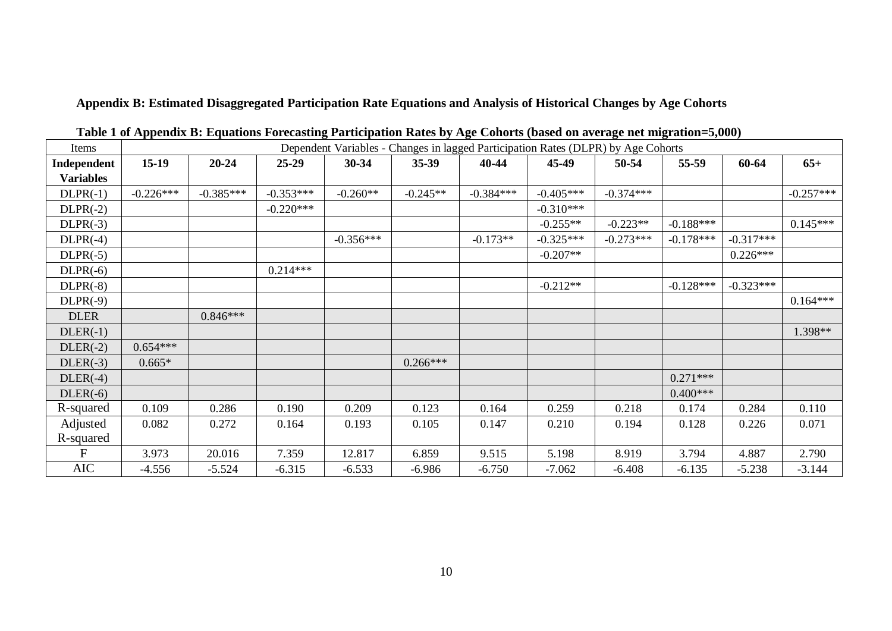**Appendix B: Estimated Disaggregated Participation Rate Equations and Analysis of Historical Changes by Age Cohorts**

**Table 1 of Appendix B: Equations Forecasting Participation Rates by Age Cohorts (based on average net migration=5,000)**

| Items | Dependent Variables - Changes in lagged Participation Rates (DLPR) by Age Cohorts | | | | | | | | | | |
|---|---|---|---|---|---|---|---|---|---|---|---|
| **Independent Variables** | **15-19** | **20-24** | **25-29** | **30-34** | **35-39** | **40-44** | **45-49** | **50-54** | **55-59** | **60-64** | **65+** |
| DLPR(-1) | -0.226*** | -0.385*** | -0.353*** | -0.260** | -0.245** | -0.384*** | -0.405*** | -0.374*** | | | -0.257*** |
| DLPR(-2) | | | -0.220*** | | | | -0.310*** | | | | |
| DLPR(-3) | | | | | | | -0.255** | -0.223** | -0.188*** | | 0.145*** |
| DLPR(-4) | | | | -0.356*** | | -0.173** | -0.325*** | -0.273*** | -0.178*** | -0.317*** | |
| DLPR(-5) | | | | | | | -0.207** | | | 0.226*** | |
| DLPR(-6) | | | 0.214*** | | | | | | | | |
| DLPR(-8) | | | | | | | -0.212** | | -0.128*** | -0.323*** | |
| DLPR(-9) | | | | | | | | | | | 0.164*** |
| DLER | | 0.846*** | | | | | | | | | |
| DLER(-1) | | | | | | | | | | | 1.398** |
| DLER(-2) | 0.654*** | | | | | | | | | | |
| DLER(-3) | 0.665* | | | | 0.266*** | | | | | | |
| DLER(-4) | | | | | | | | | 0.271*** | | |
| DLER(-6) | | | | | | | | | 0.400*** | | |
| R-squared | 0.109 | 0.286 | 0.190 | 0.209 | 0.123 | 0.164 | 0.259 | 0.218 | 0.174 | 0.284 | 0.110 |
| Adjusted R-squared | 0.082 | 0.272 | 0.164 | 0.193 | 0.105 | 0.147 | 0.210 | 0.194 | 0.128 | 0.226 | 0.071 |
| F | 3.973 | 20.016 | 7.359 | 12.817 | 6.859 | 9.515 | 5.198 | 8.919 | 3.794 | 4.887 | 2.790 |
| AIC | -4.556 | -5.524 | -6.315 | -6.533 | -6.986 | -6.750 | -7.062 | -6.408 | -6.135 | -5.238 | -3.144 |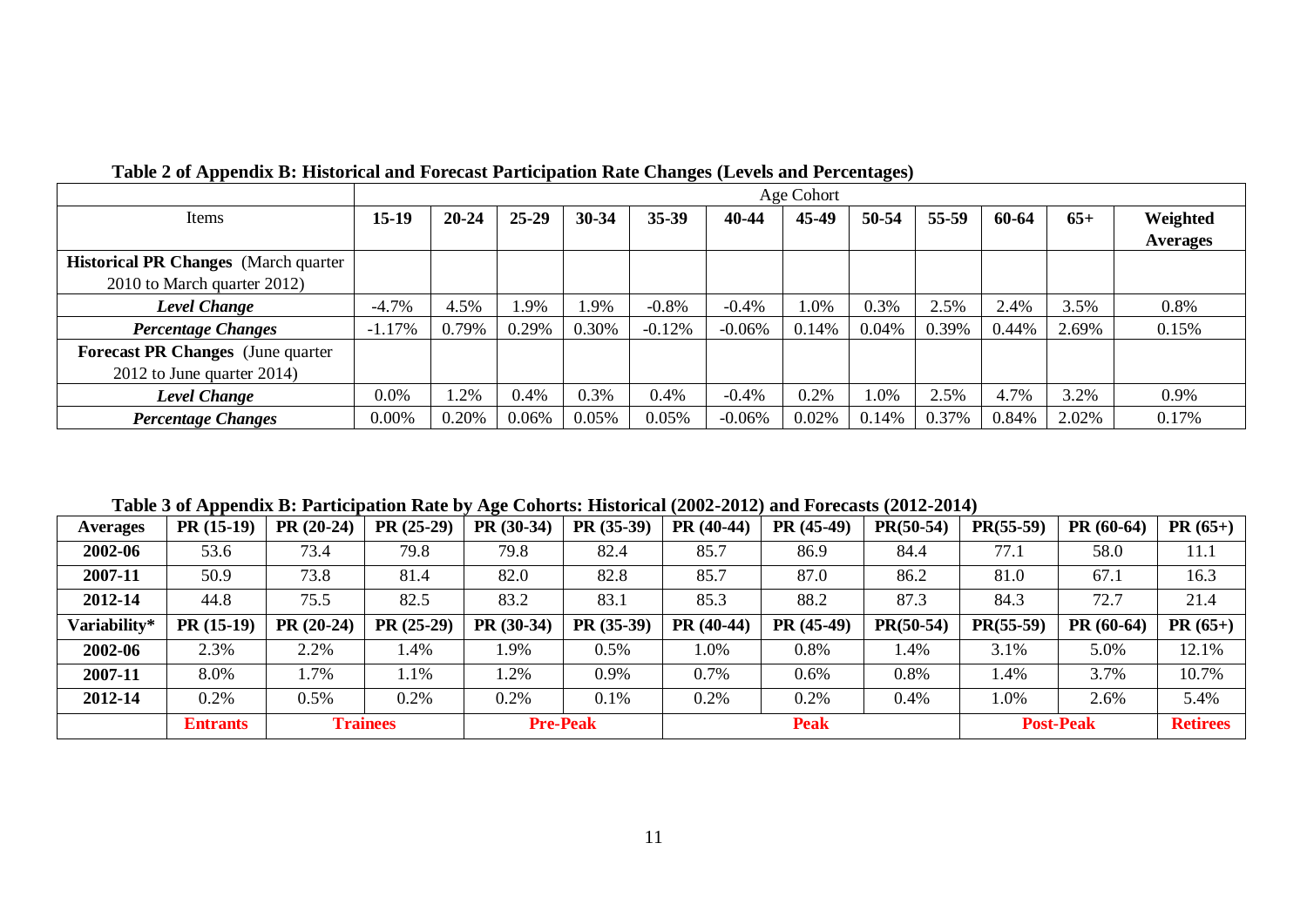**Table 2 of Appendix B: Historical and Forecast Participation Rate Changes (Levels and Percentages)**

| Items | Age Cohort | | | | | | | | | | | |
|---|---|---|---|---|---|---|---|---|---|---|---|---|
| | **15-19** | **20-24** | **25-29** | **30-34** | **35-39** | **40-44** | **45-49** | **50-54** | **55-59** | **60-64** | **65+** | **Weighted Averages** |
| **Historical PR Changes** (March quarter 2010 to March quarter 2012) | | | | | | | | | | | | |
| ***Level Change*** | -4.7% | 4.5% | 1.9% | 1.9% | -0.8% | -0.4% | 1.0% | 0.3% | 2.5% | 2.4% | 3.5% | 0.8% |
| ***Percentage Changes*** | -1.17% | 0.79% | 0.29% | 0.30% | -0.12% | -0.06% | 0.14% | 0.04% | 0.39% | 0.44% | 2.69% | 0.15% |
| **Forecast PR Changes** (June quarter 2012 to June quarter 2014) | | | | | | | | | | | | |
| ***Level Change*** | 0.0% | 1.2% | 0.4% | 0.3% | 0.4% | -0.4% | 0.2% | 1.0% | 2.5% | 4.7% | 3.2% | 0.9% |
| ***Percentage Changes*** | 0.00% | 0.20% | 0.06% | 0.05% | 0.05% | -0.06% | 0.02% | 0.14% | 0.37% | 0.84% | 2.02% | 0.17% |

**Table 3 of Appendix B: Participation Rate by Age Cohorts: Historical (2002-2012) and Forecasts (2012-2014)**

| **Averages** | **PR (15-19)** | **PR (20-24)** | **PR (25-29)** | **PR (30-34)** | **PR (35-39)** | **PR (40-44)** | **PR (45-49)** | **PR(50-54)** | **PR(55-59)** | **PR (60-64)** | **PR (65+)** |
|---|---|---|---|---|---|---|---|---|---|---|---|
| **2002-06** | 53.6 | 73.4 | 79.8 | 79.8 | 82.4 | 85.7 | 86.9 | 84.4 | 77.1 | 58.0 | 11.1 |
| **2007-11** | 50.9 | 73.8 | 81.4 | 82.0 | 82.8 | 85.7 | 87.0 | 86.2 | 81.0 | 67.1 | 16.3 |
| **2012-14** | 44.8 | 75.5 | 82.5 | 83.2 | 83.1 | 85.3 | 88.2 | 87.3 | 84.3 | 72.7 | 21.4 |
| **Variability*** | **PR (15-19)** | **PR (20-24)** | **PR (25-29)** | **PR (30-34)** | **PR (35-39)** | **PR (40-44)** | **PR (45-49)** | **PR(50-54)** | **PR(55-59)** | **PR (60-64)** | **PR (65+)** |
| **2002-06** | 2.3% | 2.2% | 1.4% | 1.9% | 0.5% | 1.0% | 0.8% | 1.4% | 3.1% | 5.0% | 12.1% |
| **2007-11** | 8.0% | 1.7% | 1.1% | 1.2% | 0.9% | 0.7% | 0.6% | 0.8% | 1.4% | 3.7% | 10.7% |
| **2012-14** | 0.2% | 0.5% | 0.2% | 0.2% | 0.1% | 0.2% | 0.2% | 0.4% | 1.0% | 2.6% | 5.4% |
| | **Entrants** | **Trainees** | | **Pre-Peak** | | **Peak** | | | **Post-Peak** | | **Retirees** |